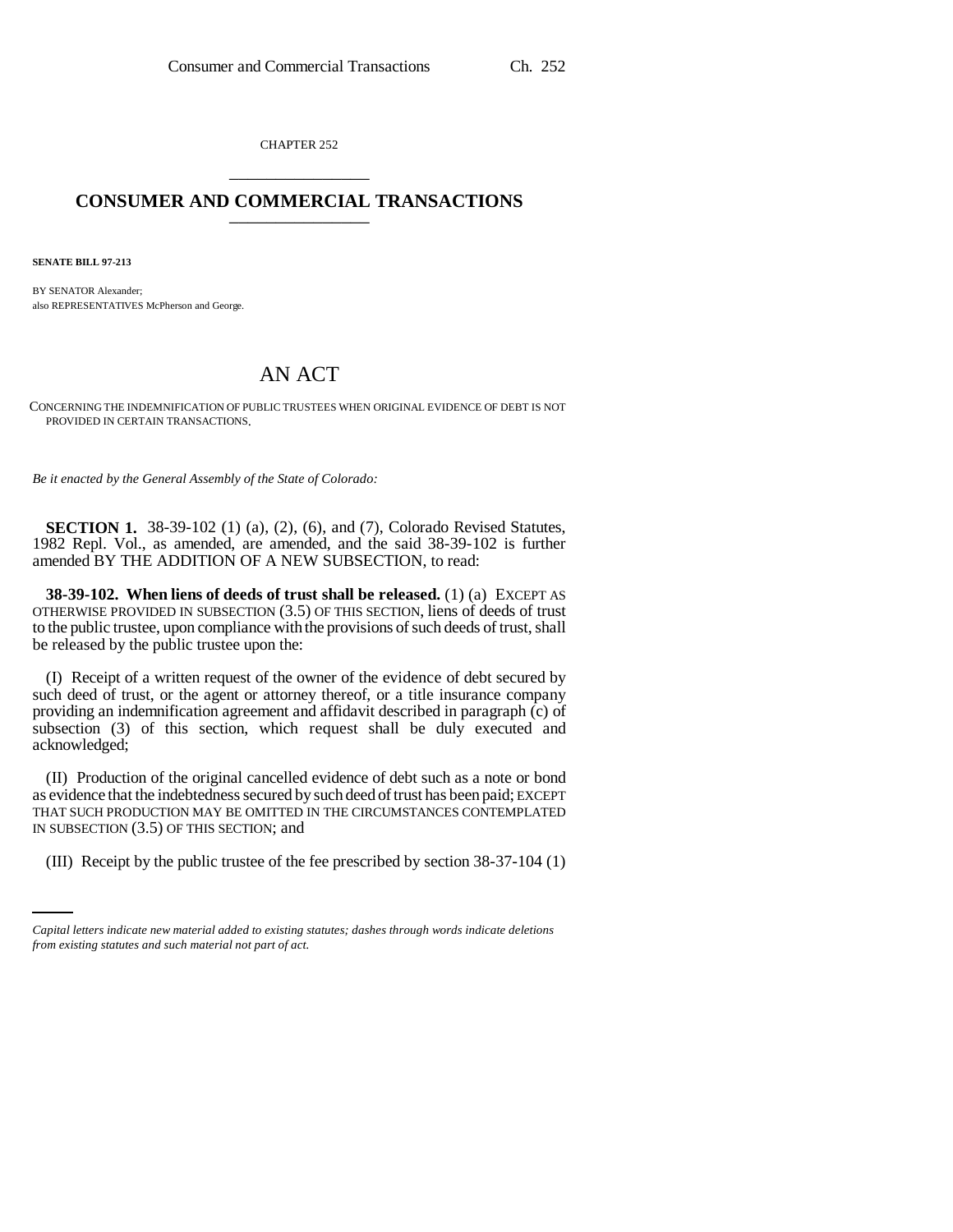CHAPTER 252

# CONSUMER AND COMMERCIAL TRANSACTIONS

**SENATE BILL 97-213**

BY SENATOR Alexander;
also REPRESENTATIVES McPherson and George.

# AN ACT

CONCERNING THE INDEMNIFICATION OF PUBLIC TRUSTEES WHEN ORIGINAL EVIDENCE OF DEBT IS NOT PROVIDED IN CERTAIN TRANSACTIONS.

*Be it enacted by the General Assembly of the State of Colorado:*

**SECTION 1.** 38-39-102 (1) (a), (2), (6), and (7), Colorado Revised Statutes, 1982 Repl. Vol., as amended, are amended, and the said 38-39-102 is further amended BY THE ADDITION OF A NEW SUBSECTION, to read:

**38-39-102. When liens of deeds of trust shall be released.** (1) (a) EXCEPT AS OTHERWISE PROVIDED IN SUBSECTION (3.5) OF THIS SECTION, liens of deeds of trust to the public trustee, upon compliance with the provisions of such deeds of trust, shall be released by the public trustee upon the:

(I) Receipt of a written request of the owner of the evidence of debt secured by such deed of trust, or the agent or attorney thereof, or a title insurance company providing an indemnification agreement and affidavit described in paragraph (c) of subsection (3) of this section, which request shall be duly executed and acknowledged;

(II) Production of the original cancelled evidence of debt such as a note or bond as evidence that the indebtedness secured by such deed of trust has been paid; EXCEPT THAT SUCH PRODUCTION MAY BE OMITTED IN THE CIRCUMSTANCES CONTEMPLATED IN SUBSECTION (3.5) OF THIS SECTION; and

(III) Receipt by the public trustee of the fee prescribed by section 38-37-104 (1)

*Capital letters indicate new material added to existing statutes; dashes through words indicate deletions from existing statutes and such material not part of act.*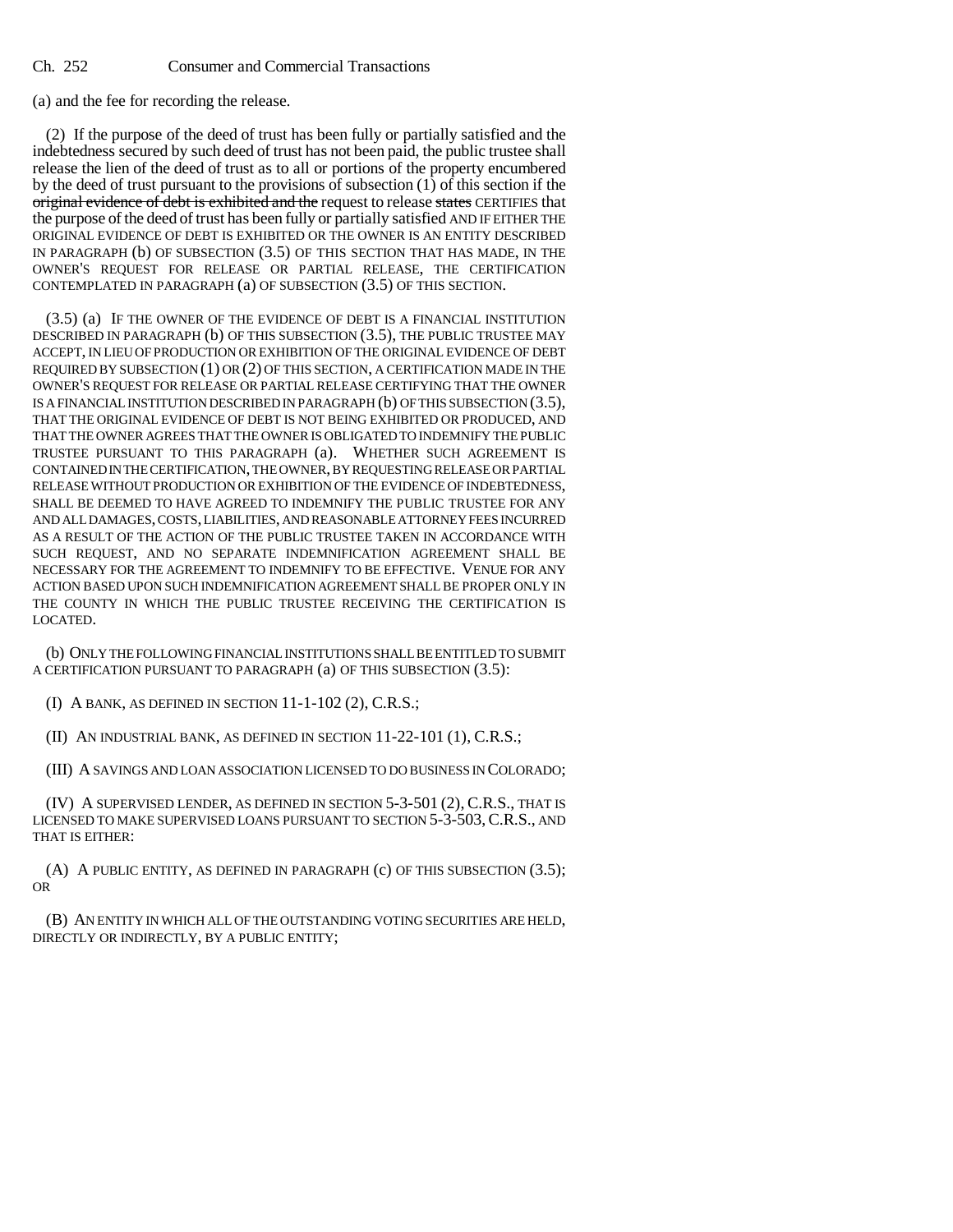(a) and the fee for recording the release.

(2) If the purpose of the deed of trust has been fully or partially satisfied and the indebtedness secured by such deed of trust has not been paid, the public trustee shall release the lien of the deed of trust as to all or portions of the property encumbered by the deed of trust pursuant to the provisions of subsection (1) of this section if the ~~original evidence of debt is exhibited and the~~ request to release ~~states~~ CERTIFIES that the purpose of the deed of trust has been fully or partially satisfied AND IF EITHER THE ORIGINAL EVIDENCE OF DEBT IS EXHIBITED OR THE OWNER IS AN ENTITY DESCRIBED IN PARAGRAPH (b) OF SUBSECTION (3.5) OF THIS SECTION THAT HAS MADE, IN THE OWNER'S REQUEST FOR RELEASE OR PARTIAL RELEASE, THE CERTIFICATION CONTEMPLATED IN PARAGRAPH (a) OF SUBSECTION (3.5) OF THIS SECTION.

(3.5) (a) IF THE OWNER OF THE EVIDENCE OF DEBT IS A FINANCIAL INSTITUTION DESCRIBED IN PARAGRAPH (b) OF THIS SUBSECTION (3.5), THE PUBLIC TRUSTEE MAY ACCEPT, IN LIEU OF PRODUCTION OR EXHIBITION OF THE ORIGINAL EVIDENCE OF DEBT REQUIRED BY SUBSECTION (1) OR (2) OF THIS SECTION, A CERTIFICATION MADE IN THE OWNER'S REQUEST FOR RELEASE OR PARTIAL RELEASE CERTIFYING THAT THE OWNER IS A FINANCIAL INSTITUTION DESCRIBED IN PARAGRAPH (b) OF THIS SUBSECTION (3.5), THAT THE ORIGINAL EVIDENCE OF DEBT IS NOT BEING EXHIBITED OR PRODUCED, AND THAT THE OWNER AGREES THAT THE OWNER IS OBLIGATED TO INDEMNIFY THE PUBLIC TRUSTEE PURSUANT TO THIS PARAGRAPH (a). WHETHER SUCH AGREEMENT IS CONTAINED IN THE CERTIFICATION, THE OWNER, BY REQUESTING RELEASE OR PARTIAL RELEASE WITHOUT PRODUCTION OR EXHIBITION OF THE EVIDENCE OF INDEBTEDNESS, SHALL BE DEEMED TO HAVE AGREED TO INDEMNIFY THE PUBLIC TRUSTEE FOR ANY AND ALL DAMAGES, COSTS, LIABILITIES, AND REASONABLE ATTORNEY FEES INCURRED AS A RESULT OF THE ACTION OF THE PUBLIC TRUSTEE TAKEN IN ACCORDANCE WITH SUCH REQUEST, AND NO SEPARATE INDEMNIFICATION AGREEMENT SHALL BE NECESSARY FOR THE AGREEMENT TO INDEMNIFY TO BE EFFECTIVE. VENUE FOR ANY ACTION BASED UPON SUCH INDEMNIFICATION AGREEMENT SHALL BE PROPER ONLY IN THE COUNTY IN WHICH THE PUBLIC TRUSTEE RECEIVING THE CERTIFICATION IS LOCATED.

(b) ONLY THE FOLLOWING FINANCIAL INSTITUTIONS SHALL BE ENTITLED TO SUBMIT A CERTIFICATION PURSUANT TO PARAGRAPH (a) OF THIS SUBSECTION (3.5):

(I) A BANK, AS DEFINED IN SECTION 11-1-102 (2), C.R.S.;

(II) AN INDUSTRIAL BANK, AS DEFINED IN SECTION 11-22-101 (1), C.R.S.;

(III) A SAVINGS AND LOAN ASSOCIATION LICENSED TO DO BUSINESS IN COLORADO;

(IV) A SUPERVISED LENDER, AS DEFINED IN SECTION 5-3-501 (2), C.R.S., THAT IS LICENSED TO MAKE SUPERVISED LOANS PURSUANT TO SECTION 5-3-503, C.R.S., AND THAT IS EITHER:

(A) A PUBLIC ENTITY, AS DEFINED IN PARAGRAPH (c) OF THIS SUBSECTION (3.5); OR

(B) AN ENTITY IN WHICH ALL OF THE OUTSTANDING VOTING SECURITIES ARE HELD, DIRECTLY OR INDIRECTLY, BY A PUBLIC ENTITY;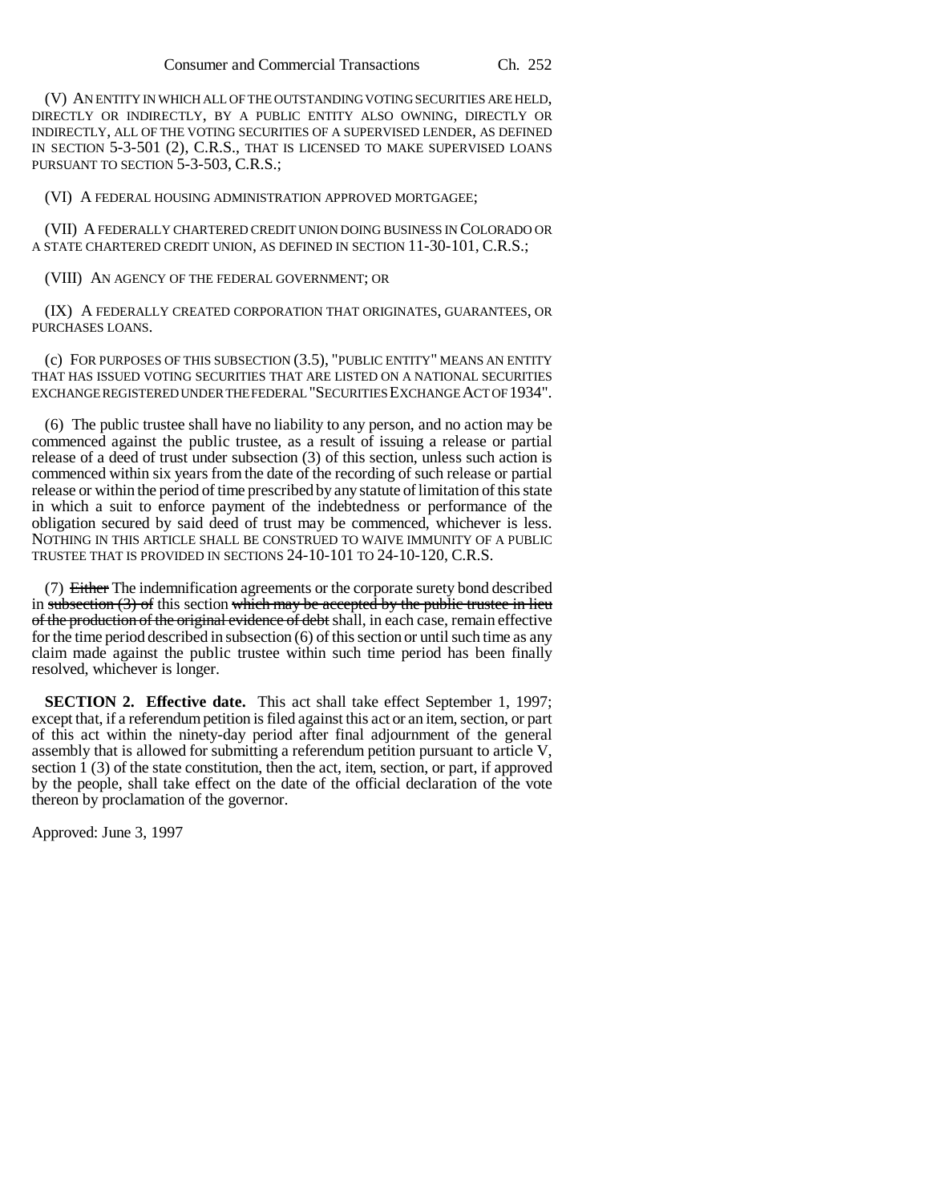(V) AN ENTITY IN WHICH ALL OF THE OUTSTANDING VOTING SECURITIES ARE HELD, DIRECTLY OR INDIRECTLY, BY A PUBLIC ENTITY ALSO OWNING, DIRECTLY OR INDIRECTLY, ALL OF THE VOTING SECURITIES OF A SUPERVISED LENDER, AS DEFINED IN SECTION 5-3-501 (2), C.R.S., THAT IS LICENSED TO MAKE SUPERVISED LOANS PURSUANT TO SECTION 5-3-503, C.R.S.;

(VI) A FEDERAL HOUSING ADMINISTRATION APPROVED MORTGAGEE;

(VII) A FEDERALLY CHARTERED CREDIT UNION DOING BUSINESS IN COLORADO OR A STATE CHARTERED CREDIT UNION, AS DEFINED IN SECTION 11-30-101, C.R.S.;

(VIII) AN AGENCY OF THE FEDERAL GOVERNMENT; OR

(IX) A FEDERALLY CREATED CORPORATION THAT ORIGINATES, GUARANTEES, OR PURCHASES LOANS.

(c) FOR PURPOSES OF THIS SUBSECTION (3.5), "PUBLIC ENTITY" MEANS AN ENTITY THAT HAS ISSUED VOTING SECURITIES THAT ARE LISTED ON A NATIONAL SECURITIES EXCHANGE REGISTERED UNDER THE FEDERAL "SECURITIES EXCHANGE ACT OF 1934".

(6) The public trustee shall have no liability to any person, and no action may be commenced against the public trustee, as a result of issuing a release or partial release of a deed of trust under subsection (3) of this section, unless such action is commenced within six years from the date of the recording of such release or partial release or within the period of time prescribed by any statute of limitation of this state in which a suit to enforce payment of the indebtedness or performance of the obligation secured by said deed of trust may be commenced, whichever is less. NOTHING IN THIS ARTICLE SHALL BE CONSTRUED TO WAIVE IMMUNITY OF A PUBLIC TRUSTEE THAT IS PROVIDED IN SECTIONS 24-10-101 TO 24-10-120, C.R.S.

(7) ~~Either~~ The indemnification agreements or the corporate surety bond described in ~~subsection (3) of~~ this section ~~which may be accepted by the public trustee in lieu of the production of the original evidence of debt~~ shall, in each case, remain effective for the time period described in subsection (6) of this section or until such time as any claim made against the public trustee within such time period has been finally resolved, whichever is longer.

**SECTION 2. Effective date.** This act shall take effect September 1, 1997; except that, if a referendum petition is filed against this act or an item, section, or part of this act within the ninety-day period after final adjournment of the general assembly that is allowed for submitting a referendum petition pursuant to article V, section 1 (3) of the state constitution, then the act, item, section, or part, if approved by the people, shall take effect on the date of the official declaration of the vote thereon by proclamation of the governor.

Approved: June 3, 1997